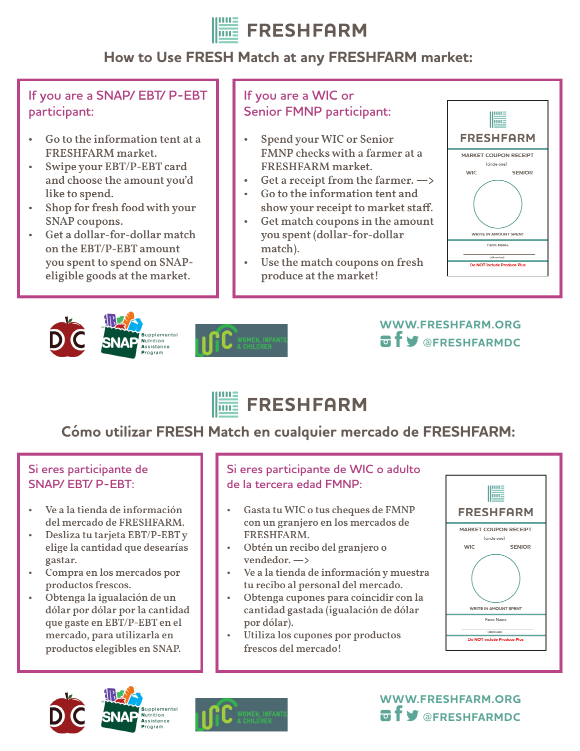# FRESHFARM

## How to Use FRESH Match at any FRESHFARM market:

### If you are a SNAP/ EBT/ P-EBT participant:

- Go to the information tent at a FRESHFARM market.
- Swipe your EBT/P-EBT card and choose the amount you'd like to spend.
- Shop for fresh food with your SNAP coupons.
- Get a dollar-for-dollar match on the EBT/P-EBT amount you spent to spend on SNAP-eligible goods at the market.

### If you are a WIC or Senior FMNP participant:

- Spend your WIC or Senior FMNP checks with a farmer at a FRESHFARM market.
- Get a receipt from the farmer. —>
- Go to the information tent and show your receipt to market staff.
- Get match coupons in the amount you spent (dollar-for-dollar match).
- Use the match coupons on fresh produce at the market!

FRESHFARM
MARKET COUPON RECEIPT
(circle one)
WIC SENIOR
WRITE IN AMOUNT SPENT
Farm Name
(abbreviate)
Do NOT include Produce Plus

DC | SNAP Supplemental Nutrition Assistance Program | WIC WOMEN, INFANTS & CHILDREN

WWW.FRESHFARM.ORG
@FRESHFARMDC

# FRESHFARM

## Cómo utilizar FRESH Match en cualquier mercado de FRESHFARM:

### Si eres participante de SNAP/ EBT/ P-EBT:

- Ve a la tienda de información del mercado de FRESHFARM.
- Desliza tu tarjeta EBT/P-EBT y elige la cantidad que desearías gastar.
- Compra en los mercados por productos frescos.
- Obtenga la igualación de un dólar por dólar por la cantidad que gaste en EBT/P-EBT en el mercado, para utilizarla en productos elegibles en SNAP.

### Si eres participante de WIC o adulto de la tercera edad FMNP:

- Gasta tu WIC o tus cheques de FMNP con un granjero en los mercados de FRESHFARM.
- Obtén un recibo del granjero o vendedor. —>
- Ve a la tienda de información y muestra tu recibo al personal del mercado.
- Obtenga cupones para coincidir con la cantidad gastada (igualación de dólar por dólar).
- Utiliza los cupones por productos frescos del mercado!

FRESHFARM
MARKET COUPON RECEIPT
(circle one)
WIC SENIOR
WRITE IN AMOUNT SPENT
Farm Name
(abbreviate)
Do NOT include Produce Plus

DC | SNAP Supplemental Nutrition Assistance Program | WIC WOMEN, INFANTS & CHILDREN

WWW.FRESHFARM.ORG
@FRESHFARMDC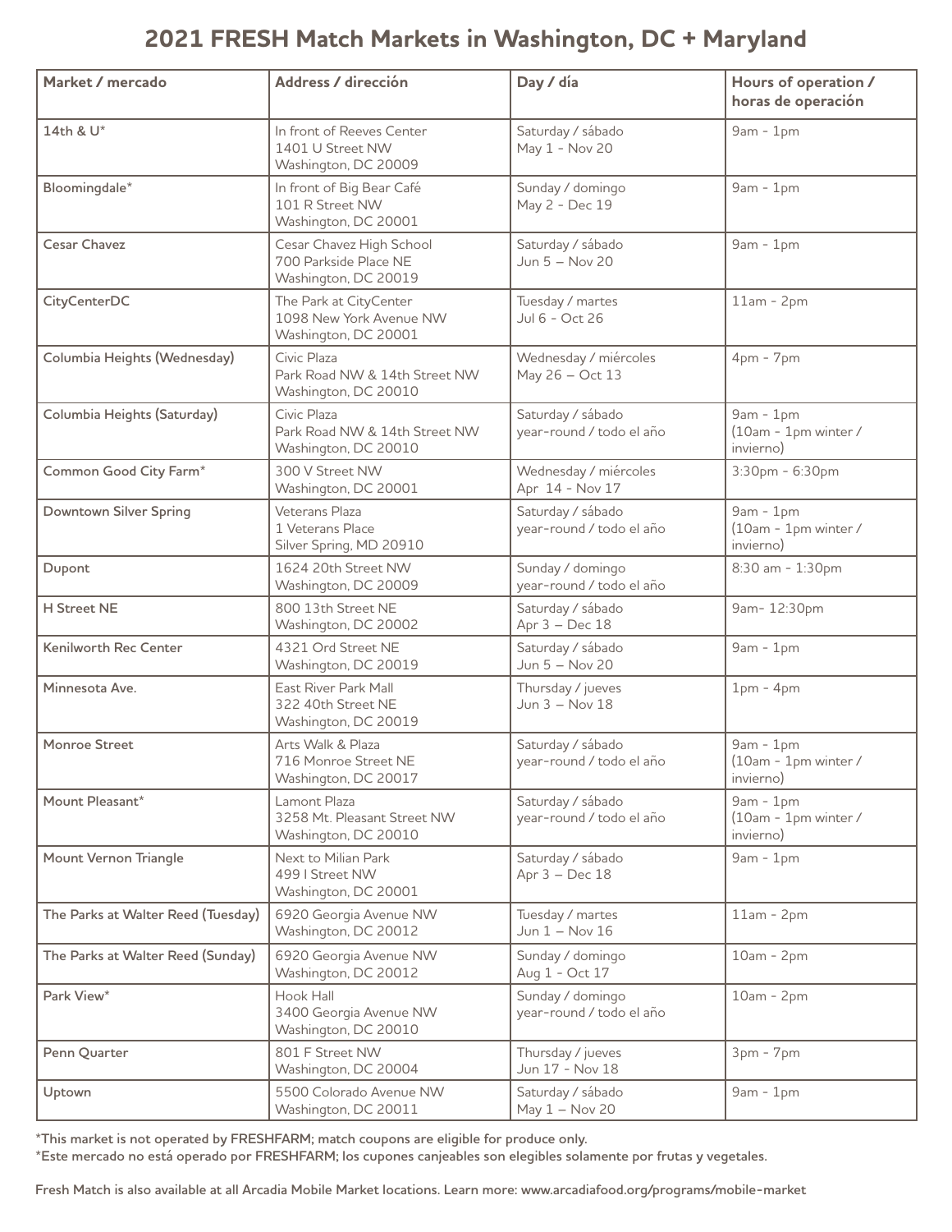# 2021 FRESH Match Markets in Washington, DC + Maryland

| Market / mercado | Address / dirección | Day / día | Hours of operation / horas de operación |
|---|---|---|---|
| 14th & U* | In front of Reeves Center<br>1401 U Street NW<br>Washington, DC 20009 | Saturday / sábado<br>May 1 - Nov 20 | 9am - 1pm |
| Bloomingdale* | In front of Big Bear Café<br>101 R Street NW<br>Washington, DC 20001 | Sunday / domingo<br>May 2 - Dec 19 | 9am - 1pm |
| Cesar Chavez | Cesar Chavez High School<br>700 Parkside Place NE<br>Washington, DC 20019 | Saturday / sábado<br>Jun 5 – Nov 20 | 9am - 1pm |
| CityCenterDC | The Park at CityCenter<br>1098 New York Avenue NW<br>Washington, DC 20001 | Tuesday / martes<br>Jul 6 - Oct 26 | 11am - 2pm |
| Columbia Heights (Wednesday) | Civic Plaza<br>Park Road NW & 14th Street NW<br>Washington, DC 20010 | Wednesday / miércoles<br>May 26 – Oct 13 | 4pm - 7pm |
| Columbia Heights (Saturday) | Civic Plaza<br>Park Road NW & 14th Street NW<br>Washington, DC 20010 | Saturday / sábado<br>year-round / todo el año | 9am - 1pm<br>(10am - 1pm winter / invierno) |
| Common Good City Farm* | 300 V Street NW<br>Washington, DC 20001 | Wednesday / miércoles<br>Apr 14 - Nov 17 | 3:30pm - 6:30pm |
| Downtown Silver Spring | Veterans Plaza<br>1 Veterans Place<br>Silver Spring, MD 20910 | Saturday / sábado<br>year-round / todo el año | 9am - 1pm<br>(10am - 1pm winter / invierno) |
| Dupont | 1624 20th Street NW<br>Washington, DC 20009 | Sunday / domingo<br>year-round / todo el año | 8:30 am - 1:30pm |
| H Street NE | 800 13th Street NE<br>Washington, DC 20002 | Saturday / sábado<br>Apr 3 – Dec 18 | 9am- 12:30pm |
| Kenilworth Rec Center | 4321 Ord Street NE<br>Washington, DC 20019 | Saturday / sábado<br>Jun 5 – Nov 20 | 9am - 1pm |
| Minnesota Ave. | East River Park Mall<br>322 40th Street NE<br>Washington, DC 20019 | Thursday / jueves<br>Jun 3 – Nov 18 | 1pm - 4pm |
| Monroe Street | Arts Walk & Plaza<br>716 Monroe Street NE<br>Washington, DC 20017 | Saturday / sábado<br>year-round / todo el año | 9am - 1pm<br>(10am - 1pm winter / invierno) |
| Mount Pleasant* | Lamont Plaza<br>3258 Mt. Pleasant Street NW<br>Washington, DC 20010 | Saturday / sábado<br>year-round / todo el año | 9am - 1pm<br>(10am - 1pm winter / invierno) |
| Mount Vernon Triangle | Next to Milian Park<br>499 I Street NW<br>Washington, DC 20001 | Saturday / sábado<br>Apr 3 – Dec 18 | 9am - 1pm |
| The Parks at Walter Reed (Tuesday) | 6920 Georgia Avenue NW<br>Washington, DC 20012 | Tuesday / martes<br>Jun 1 – Nov 16 | 11am - 2pm |
| The Parks at Walter Reed (Sunday) | 6920 Georgia Avenue NW<br>Washington, DC 20012 | Sunday / domingo<br>Aug 1 - Oct 17 | 10am - 2pm |
| Park View* | Hook Hall<br>3400 Georgia Avenue NW<br>Washington, DC 20010 | Sunday / domingo<br>year-round / todo el año | 10am - 2pm |
| Penn Quarter | 801 F Street NW<br>Washington, DC 20004 | Thursday / jueves<br>Jun 17 - Nov 18 | 3pm - 7pm |
| Uptown | 5500 Colorado Avenue NW<br>Washington, DC 20011 | Saturday / sábado<br>May 1 – Nov 20 | 9am - 1pm |

**\*This market is not operated by FRESHFARM; match coupons are eligible for produce only.**
**\*Este mercado no está operado por FRESHFARM; los cupones canjeables son elegibles solamente por frutas y vegetales.**

**Fresh Match is also available at all Arcadia Mobile Market locations. Learn more: www.arcadiafood.org/programs/mobile-market**